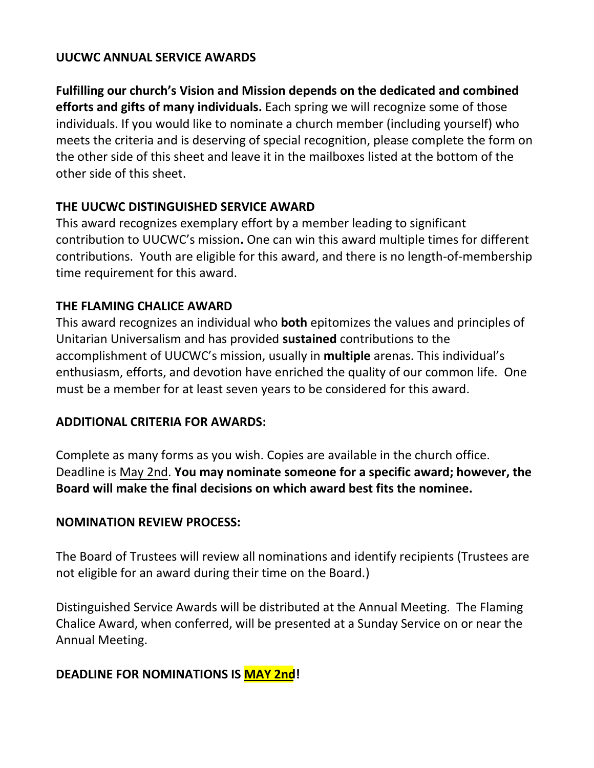# UUCWC ANNUAL SERVICE AWARDS

**Fulfilling our church's Vision and Mission depends on the dedicated and combined efforts and gifts of many individuals.** Each spring we will recognize some of those individuals. If you would like to nominate a church member (including yourself) who meets the criteria and is deserving of special recognition, please complete the form on the other side of this sheet and leave it in the mailboxes listed at the bottom of the other side of this sheet.

## THE UUCWC DISTINGUISHED SERVICE AWARD

This award recognizes exemplary effort by a member leading to significant contribution to UUCWC's mission**.** One can win this award multiple times for different contributions. Youth are eligible for this award, and there is no length-of-membership time requirement for this award.

## THE FLAMING CHALICE AWARD

This award recognizes an individual who **both** epitomizes the values and principles of Unitarian Universalism and has provided **sustained** contributions to the accomplishment of UUCWC's mission, usually in **multiple** arenas. This individual's enthusiasm, efforts, and devotion have enriched the quality of our common life. One must be a member for at least seven years to be considered for this award.

## ADDITIONAL CRITERIA FOR AWARDS:

Complete as many forms as you wish. Copies are available in the church office. Deadline is <u>May 2nd</u>. **You may nominate someone for a specific award; however, the Board will make the final decisions on which award best fits the nominee.**

## NOMINATION REVIEW PROCESS:

The Board of Trustees will review all nominations and identify recipients (Trustees are not eligible for an award during their time on the Board.)

Distinguished Service Awards will be distributed at the Annual Meeting. The Flaming Chalice Award, when conferred, will be presented at a Sunday Service on or near the Annual Meeting.

**DEADLINE FOR NOMINATIONS IS <u>MAY 2nd</u>!**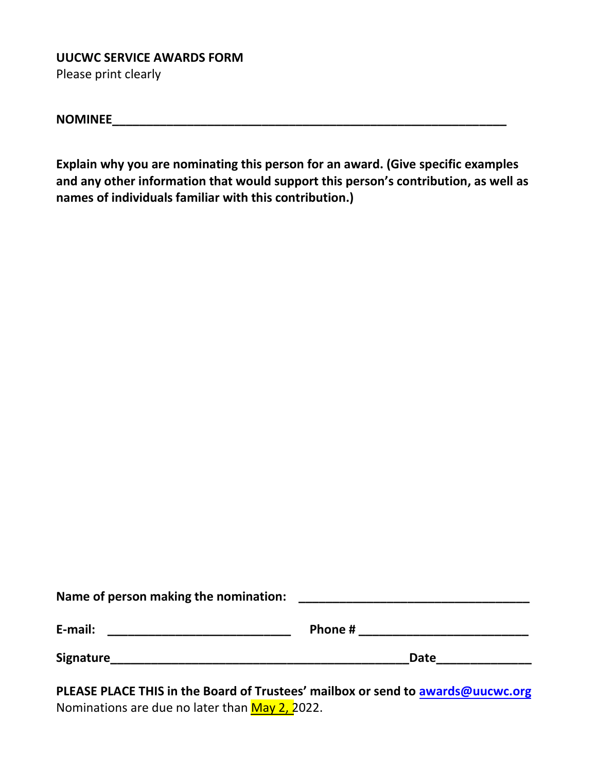**UUCWC SERVICE AWARDS FORM**
Please print clearly

**NOMINEE**_______________________________________________________________

**Explain why you are nominating this person for an award. (Give specific examples and any other information that would support this person's contribution, as well as names of individuals familiar with this contribution.)**

**Name of person making the nomination:** ___________________________________

**E-mail:** ___________________________ **Phone #** _________________________

**Signature**_____________________________________________**Date**______________

**PLEASE PLACE THIS in the Board of Trustees' mailbox or send to [awards@uucwc.org](mailto:awards@uucwc.org)**
Nominations are due no later than May 2, 2022.